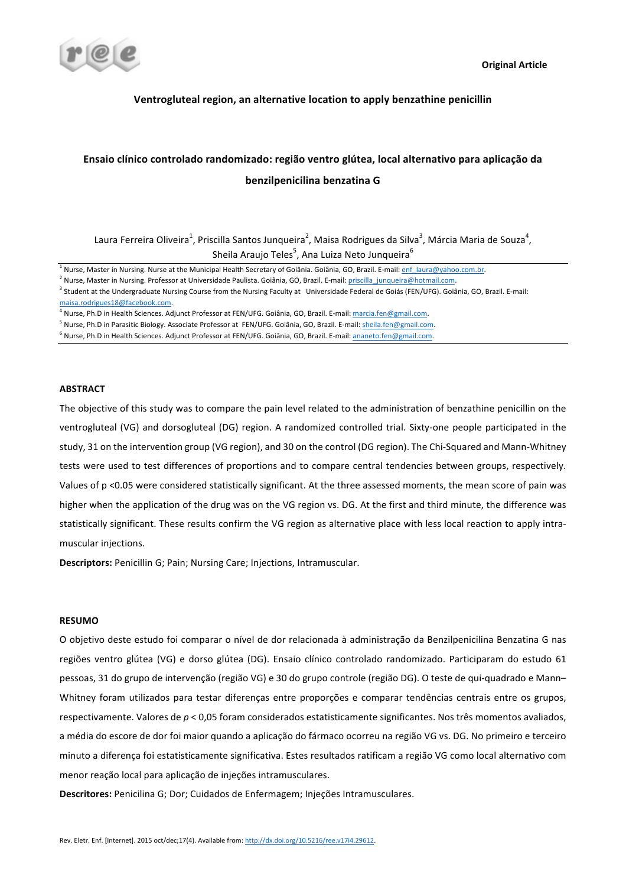Original Article

# Ventrogluteal region, an alternative location to apply benzathine penicillin

# Ensaio clínico controlado randomizado: região ventro glútea, local alternativo para aplicação da benzilpenicilina benzatina G

Laura Ferreira Oliveira[1], Priscilla Santos Junqueira[2], Maisa Rodrigues da Silva[3], Márcia Maria de Souza[4], Sheila Araujo Teles[5], Ana Luiza Neto Junqueira[6]

[1] Nurse, Master in Nursing. Nurse at the Municipal Health Secretary of Goiânia. Goiânia, GO, Brazil. E-mail: enf_laura@yahoo.com.br.
[2] Nurse, Master in Nursing. Professor at Universidade Paulista. Goiânia, GO, Brazil. E-mail: priscilla_junqueira@hotmail.com.
[3] Student at the Undergraduate Nursing Course from the Nursing Faculty at Universidade Federal de Goiás (FEN/UFG). Goiânia, GO, Brazil. E-mail: maisa.rodrigues18@facebook.com.
[4] Nurse, Ph.D in Health Sciences. Adjunct Professor at FEN/UFG. Goiânia, GO, Brazil. E-mail: marcia.fen@gmail.com.
[5] Nurse, Ph.D in Parasitic Biology. Associate Professor at FEN/UFG. Goiânia, GO, Brazil. E-mail: sheila.fen@gmail.com.
[6] Nurse, Ph.D in Health Sciences. Adjunct Professor at FEN/UFG. Goiânia, GO, Brazil. E-mail: ananeto.fen@gmail.com.

## ABSTRACT

The objective of this study was to compare the pain level related to the administration of benzathine penicillin on the ventrogluteal (VG) and dorsogluteal (DG) region. A randomized controlled trial. Sixty-one people participated in the study, 31 on the intervention group (VG region), and 30 on the control (DG region). The Chi-Squared and Mann-Whitney tests were used to test differences of proportions and to compare central tendencies between groups, respectively. Values of $p < 0.05$ were considered statistically significant. At the three assessed moments, the mean score of pain was higher when the application of the drug was on the VG region vs. DG. At the first and third minute, the difference was statistically significant. These results confirm the VG region as alternative place with less local reaction to apply intra-muscular injections.

**Descriptors:** Penicillin G; Pain; Nursing Care; Injections, Intramuscular.

## RESUMO

O objetivo deste estudo foi comparar o nível de dor relacionada à administração da Benzilpenicilina Benzatina G nas regiões ventro glútea (VG) e dorso glútea (DG). Ensaio clínico controlado randomizado. Participaram do estudo 61 pessoas, 31 do grupo de intervenção (região VG) e 30 do grupo controle (região DG). O teste de qui-quadrado e Mann–Whitney foram utilizados para testar diferenças entre proporções e comparar tendências centrais entre os grupos, respectivamente. Valores de $p < 0{,}05$ foram considerados estatisticamente significantes. Nos três momentos avaliados, a média do escore de dor foi maior quando a aplicação do fármaco ocorreu na região VG vs. DG. No primeiro e terceiro minuto a diferença foi estatisticamente significativa. Estes resultados ratificam a região VG como local alternativo com menor reação local para aplicação de injeções intramusculares.

**Descritores:** Penicilina G; Dor; Cuidados de Enfermagem; Injeções Intramusculares.

Rev. Eletr. Enf. [Internet]. 2015 oct/dec;17(4). Available from: http://dx.doi.org/10.5216/ree.v17i4.29612.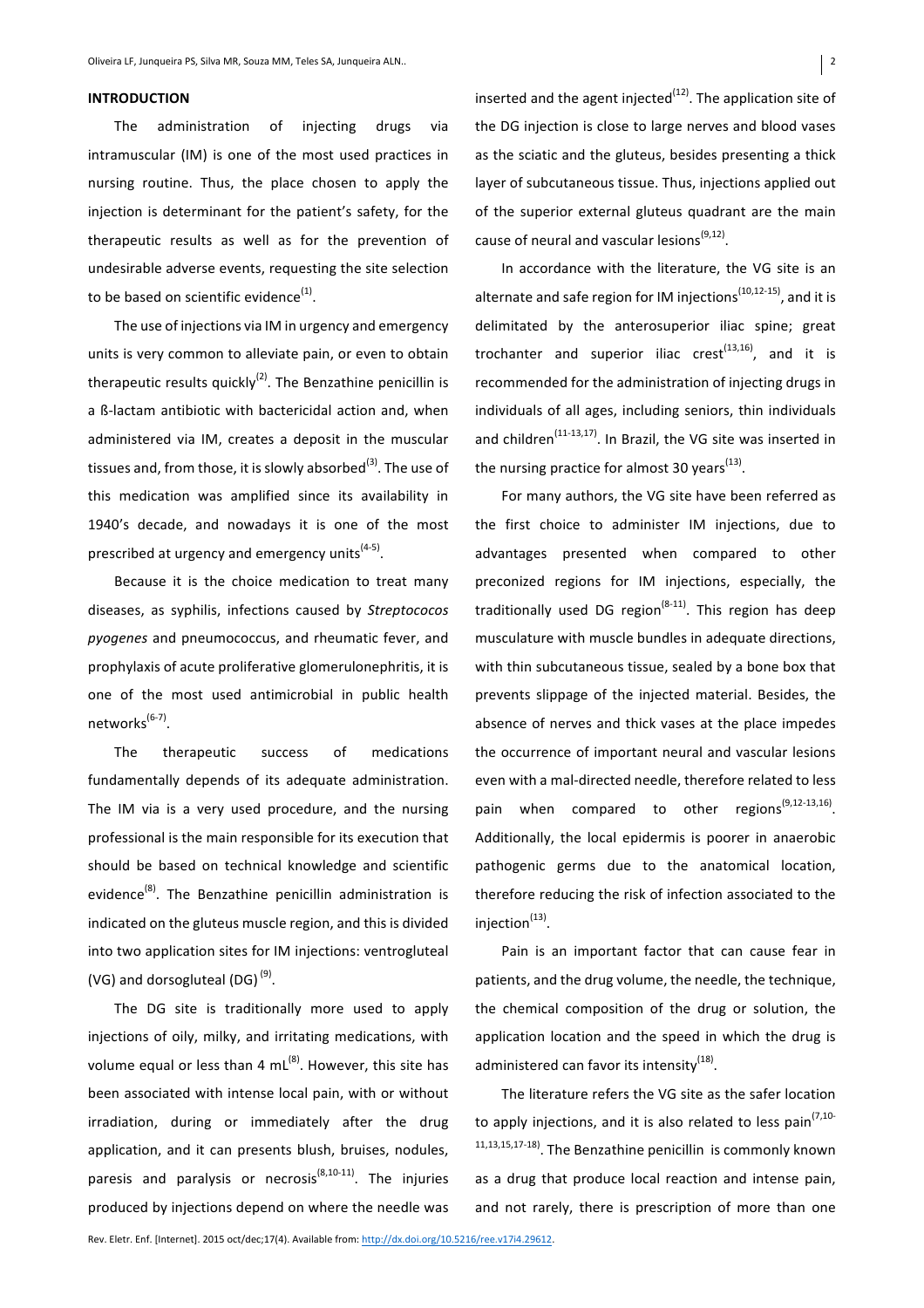## INTRODUCTION

The administration of injecting drugs via intramuscular (IM) is one of the most used practices in nursing routine. Thus, the place chosen to apply the injection is determinant for the patient's safety, for the therapeutic results as well as for the prevention of undesirable adverse events, requesting the site selection to be based on scientific evidence[1].

The use of injections via IM in urgency and emergency units is very common to alleviate pain, or even to obtain therapeutic results quickly[2]. The Benzathine penicillin is a ß-lactam antibiotic with bactericidal action and, when administered via IM, creates a deposit in the muscular tissues and, from those, it is slowly absorbed[3]. The use of this medication was amplified since its availability in 1940's decade, and nowadays it is one of the most prescribed at urgency and emergency units[4-5].

Because it is the choice medication to treat many diseases, as syphilis, infections caused by *Streptococos pyogenes* and pneumococcus, and rheumatic fever, and prophylaxis of acute proliferative glomerulonephritis, it is one of the most used antimicrobial in public health networks[6-7].

The therapeutic success of medications fundamentally depends of its adequate administration. The IM via is a very used procedure, and the nursing professional is the main responsible for its execution that should be based on technical knowledge and scientific evidence[8]. The Benzathine penicillin administration is indicated on the gluteus muscle region, and this is divided into two application sites for IM injections: ventrogluteal (VG) and dorsogluteal (DG)[9].

The DG site is traditionally more used to apply injections of oily, milky, and irritating medications, with volume equal or less than 4 mL[8]. However, this site has been associated with intense local pain, with or without irradiation, during or immediately after the drug application, and it can presents blush, bruises, nodules, paresis and paralysis or necrosis[8,10-11]. The injuries produced by injections depend on where the needle was inserted and the agent injected[12]. The application site of the DG injection is close to large nerves and blood vases as the sciatic and the gluteus, besides presenting a thick layer of subcutaneous tissue. Thus, injections applied out of the superior external gluteus quadrant are the main cause of neural and vascular lesions[9,12].

In accordance with the literature, the VG site is an alternate and safe region for IM injections[10,12-15], and it is delimitated by the anterosuperior iliac spine; great trochanter and superior iliac crest[13,16], and it is recommended for the administration of injecting drugs in individuals of all ages, including seniors, thin individuals and children[11-13,17]. In Brazil, the VG site was inserted in the nursing practice for almost 30 years[13].

For many authors, the VG site have been referred as the first choice to administer IM injections, due to advantages presented when compared to other preconized regions for IM injections, especially, the traditionally used DG region[8-11]. This region has deep musculature with muscle bundles in adequate directions, with thin subcutaneous tissue, sealed by a bone box that prevents slippage of the injected material. Besides, the absence of nerves and thick vases at the place impedes the occurrence of important neural and vascular lesions even with a mal-directed needle, therefore related to less pain when compared to other regions[9,12-13,16]. Additionally, the local epidermis is poorer in anaerobic pathogenic germs due to the anatomical location, therefore reducing the risk of infection associated to the injection[13].

Pain is an important factor that can cause fear in patients, and the drug volume, the needle, the technique, the chemical composition of the drug or solution, the application location and the speed in which the drug is administered can favor its intensity[18].

The literature refers the VG site as the safer location to apply injections, and it is also related to less pain[7,10-11,13,15,17-18]. The Benzathine penicillin is commonly known as a drug that produce local reaction and intense pain, and not rarely, there is prescription of more than one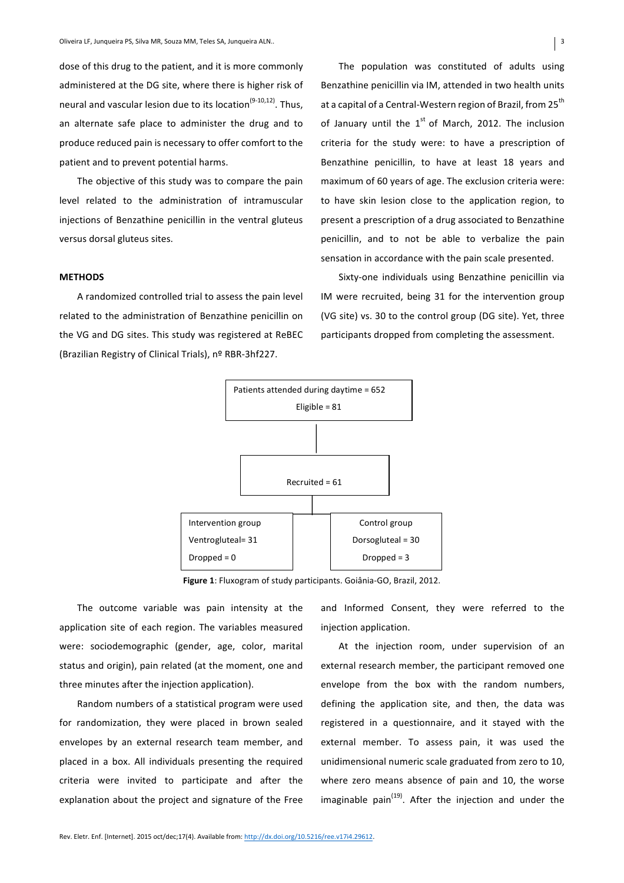dose of this drug to the patient, and it is more commonly administered at the DG site, where there is higher risk of neural and vascular lesion due to its location[9-10,12]. Thus, an alternate safe place to administer the drug and to produce reduced pain is necessary to offer comfort to the patient and to prevent potential harms.

The objective of this study was to compare the pain level related to the administration of intramuscular injections of Benzathine penicillin in the ventral gluteus versus dorsal gluteus sites.

## METHODS

A randomized controlled trial to assess the pain level related to the administration of Benzathine penicillin on the VG and DG sites. This study was registered at ReBEC (Brazilian Registry of Clinical Trials), nº RBR-3hf227.

The population was constituted of adults using Benzathine penicillin via IM, attended in two health units at a capital of a Central-Western region of Brazil, from 25th of January until the 1st of March, 2012. The inclusion criteria for the study were: to have a prescription of Benzathine penicillin, to have at least 18 years and maximum of 60 years of age. The exclusion criteria were: to have skin lesion close to the application region, to present a prescription of a drug associated to Benzathine penicillin, and to not be able to verbalize the pain sensation in accordance with the pain scale presented.

Sixty-one individuals using Benzathine penicillin via IM were recruited, being 31 for the intervention group (VG site) vs. 30 to the control group (DG site). Yet, three participants dropped from completing the assessment.

Patients attended during daytime = 652
Eligible = 81

Recruited = 61

Intervention group
Ventrogluteal= 31
Dropped = 0

Control group
Dorsogluteal = 30
Dropped = 3

**Figure 1**: Fluxogram of study participants. Goiânia-GO, Brazil, 2012.

The outcome variable was pain intensity at the application site of each region. The variables measured were: sociodemographic (gender, age, color, marital status and origin), pain related (at the moment, one and three minutes after the injection application).

Random numbers of a statistical program were used for randomization, they were placed in brown sealed envelopes by an external research team member, and placed in a box. All individuals presenting the required criteria were invited to participate and after the explanation about the project and signature of the Free and Informed Consent, they were referred to the injection application.

At the injection room, under supervision of an external research member, the participant removed one envelope from the box with the random numbers, defining the application site, and then, the data was registered in a questionnaire, and it stayed with the external member. To assess pain, it was used the unidimensional numeric scale graduated from zero to 10, where zero means absence of pain and 10, the worse imaginable pain[19]. After the injection and under the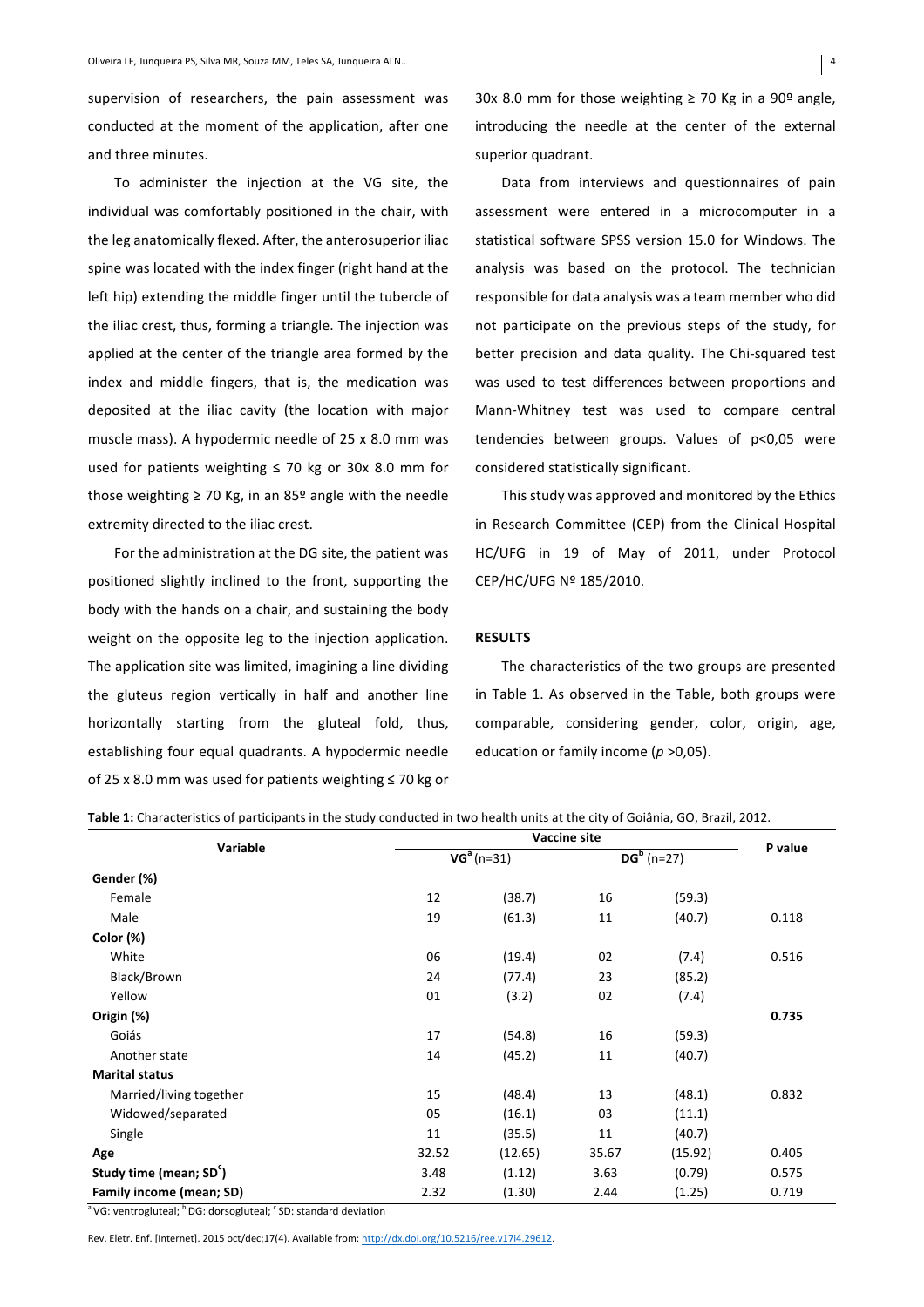supervision of researchers, the pain assessment was conducted at the moment of the application, after one and three minutes.

To administer the injection at the VG site, the individual was comfortably positioned in the chair, with the leg anatomically flexed. After, the anterosuperior iliac spine was located with the index finger (right hand at the left hip) extending the middle finger until the tubercle of the iliac crest, thus, forming a triangle. The injection was applied at the center of the triangle area formed by the index and middle fingers, that is, the medication was deposited at the iliac cavity (the location with major muscle mass). A hypodermic needle of 25 x 8.0 mm was used for patients weighting ≤ 70 kg or 30x 8.0 mm for those weighting ≥ 70 Kg, in an 85º angle with the needle extremity directed to the iliac crest.

For the administration at the DG site, the patient was positioned slightly inclined to the front, supporting the body with the hands on a chair, and sustaining the body weight on the opposite leg to the injection application. The application site was limited, imagining a line dividing the gluteus region vertically in half and another line horizontally starting from the gluteal fold, thus, establishing four equal quadrants. A hypodermic needle of 25 x 8.0 mm was used for patients weighting ≤ 70 kg or 30x 8.0 mm for those weighting ≥ 70 Kg in a 90º angle, introducing the needle at the center of the external superior quadrant.

Data from interviews and questionnaires of pain assessment were entered in a microcomputer in a statistical software SPSS version 15.0 for Windows. The analysis was based on the protocol. The technician responsible for data analysis was a team member who did not participate on the previous steps of the study, for better precision and data quality. The Chi-squared test was used to test differences between proportions and Mann-Whitney test was used to compare central tendencies between groups. Values of p<0,05 were considered statistically significant.

This study was approved and monitored by the Ethics in Research Committee (CEP) from the Clinical Hospital HC/UFG in 19 of May of 2011, under Protocol CEP/HC/UFG Nº 185/2010.

## RESULTS

The characteristics of the two groups are presented in Table 1. As observed in the Table, both groups were comparable, considering gender, color, origin, age, education or family income (*p* >0,05).

**Table 1:** Characteristics of participants in the study conducted in two health units at the city of Goiânia, GO, Brazil, 2012.

| Variable | Vaccine site | | | | P value |
|---|---|---|---|---|---|
| | **VG**[a] (n=31) | | **DG**[b] (n=27) | | |
| **Gender (%)** | | | | | |
| Female | 12 | (38.7) | 16 | (59.3) | |
| Male | 19 | (61.3) | 11 | (40.7) | 0.118 |
| **Color (%)** | | | | | |
| White | 06 | (19.4) | 02 | (7.4) | 0.516 |
| Black/Brown | 24 | (77.4) | 23 | (85.2) | |
| Yellow | 01 | (3.2) | 02 | (7.4) | |
| **Origin (%)** | | | | | **0.735** |
| Goiás | 17 | (54.8) | 16 | (59.3) | |
| Another state | 14 | (45.2) | 11 | (40.7) | |
| **Marital status** | | | | | |
| Married/living together | 15 | (48.4) | 13 | (48.1) | 0.832 |
| Widowed/separated | 05 | (16.1) | 03 | (11.1) | |
| Single | 11 | (35.5) | 11 | (40.7) | |
| **Age** | 32.52 | (12.65) | 35.67 | (15.92) | 0.405 |
| **Study time (mean; SD**[c]**)** | 3.48 | (1.12) | 3.63 | (0.79) | 0.575 |
| **Family income (mean; SD)** | 2.32 | (1.30) | 2.44 | (1.25) | 0.719 |

[a] VG: ventrogluteal; [b] DG: dorsogluteal; [c] SD: standard deviation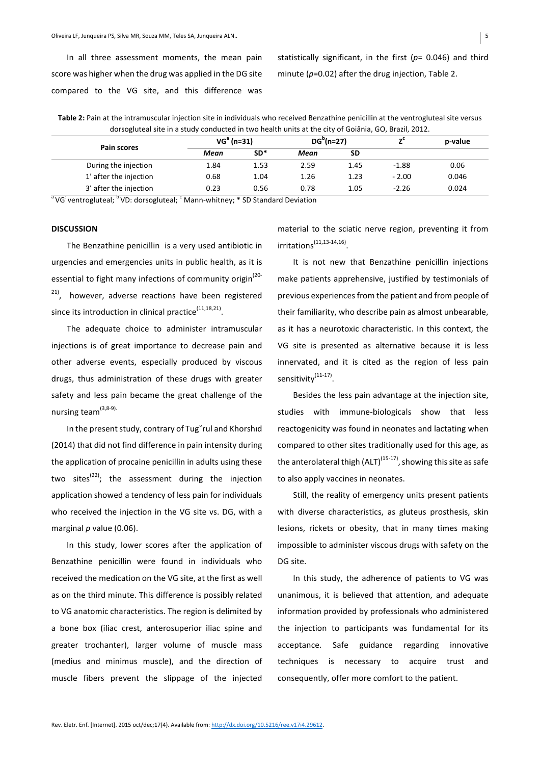In all three assessment moments, the mean pain score was higher when the drug was applied in the DG site compared to the VG site, and this difference was statistically significant, in the first ($p$= 0.046) and third minute ($p$=0.02) after the drug injection, Table 2.

**Table 2:** Pain at the intramuscular injection site in individuals who received Benzathine penicillin at the ventrogluteal site versus dorsogluteal site in a study conducted in two health units at the city of Goiânia, GO, Brazil, 2012.

| Pain scores | VG[a] (n=31) | | DG[b](n=27) | | Z[c] | p-value |
|---|---|---|---|---|---|---|
| | *Mean* | SD* | *Mean* | SD | | |
| During the injection | 1.84 | 1.53 | 2.59 | 1.45 | -1.88 | 0.06 |
| 1' after the injection | 0.68 | 1.04 | 1.26 | 1.23 | - 2.00 | 0.046 |
| 3' after the injection | 0.23 | 0.56 | 0.78 | 1.05 | -2.26 | 0.024 |

[a]VG: ventrogluteal; [b]VD: dorsogluteal; [c] Mann-whitney; * SD Standard Deviation

## DISCUSSION

The Benzathine penicillin is a very used antibiotic in urgencies and emergencies units in public health, as it is essential to fight many infections of community origin[20-21], however, adverse reactions have been registered since its introduction in clinical practice[11,18,21].

The adequate choice to administer intramuscular injections is of great importance to decrease pain and other adverse events, especially produced by viscous drugs, thus administration of these drugs with greater safety and less pain became the great challenge of the nursing team[3,8-9].

In the present study, contrary of Tug˘rul and Khorshıd (2014) that did not find difference in pain intensity during the application of procaine penicillin in adults using these two sites[22]; the assessment during the injection application showed a tendency of less pain for individuals who received the injection in the VG site vs. DG, with a marginal $p$ value (0.06).

In this study, lower scores after the application of Benzathine penicillin were found in individuals who received the medication on the VG site, at the first as well as on the third minute. This difference is possibly related to VG anatomic characteristics. The region is delimited by a bone box (iliac crest, anterosuperior iliac spine and greater trochanter), larger volume of muscle mass (medius and minimus muscle), and the direction of muscle fibers prevent the slippage of the injected material to the sciatic nerve region, preventing it from irritations[11,13-14,16].

It is not new that Benzathine penicillin injections make patients apprehensive, justified by testimonials of previous experiences from the patient and from people of their familiarity, who describe pain as almost unbearable, as it has a neurotoxic characteristic. In this context, the VG site is presented as alternative because it is less innervated, and it is cited as the region of less pain sensitivity[11-17].

Besides the less pain advantage at the injection site, studies with immune-biologicals show that less reactogenicity was found in neonates and lactating when compared to other sites traditionally used for this age, as the anterolateral thigh (ALT)[15-17], showing this site as safe to also apply vaccines in neonates.

Still, the reality of emergency units present patients with diverse characteristics, as gluteus prosthesis, skin lesions, rickets or obesity, that in many times making impossible to administer viscous drugs with safety on the DG site.

In this study, the adherence of patients to VG was unanimous, it is believed that attention, and adequate information provided by professionals who administered the injection to participants was fundamental for its acceptance. Safe guidance regarding innovative techniques is necessary to acquire trust and consequently, offer more comfort to the patient.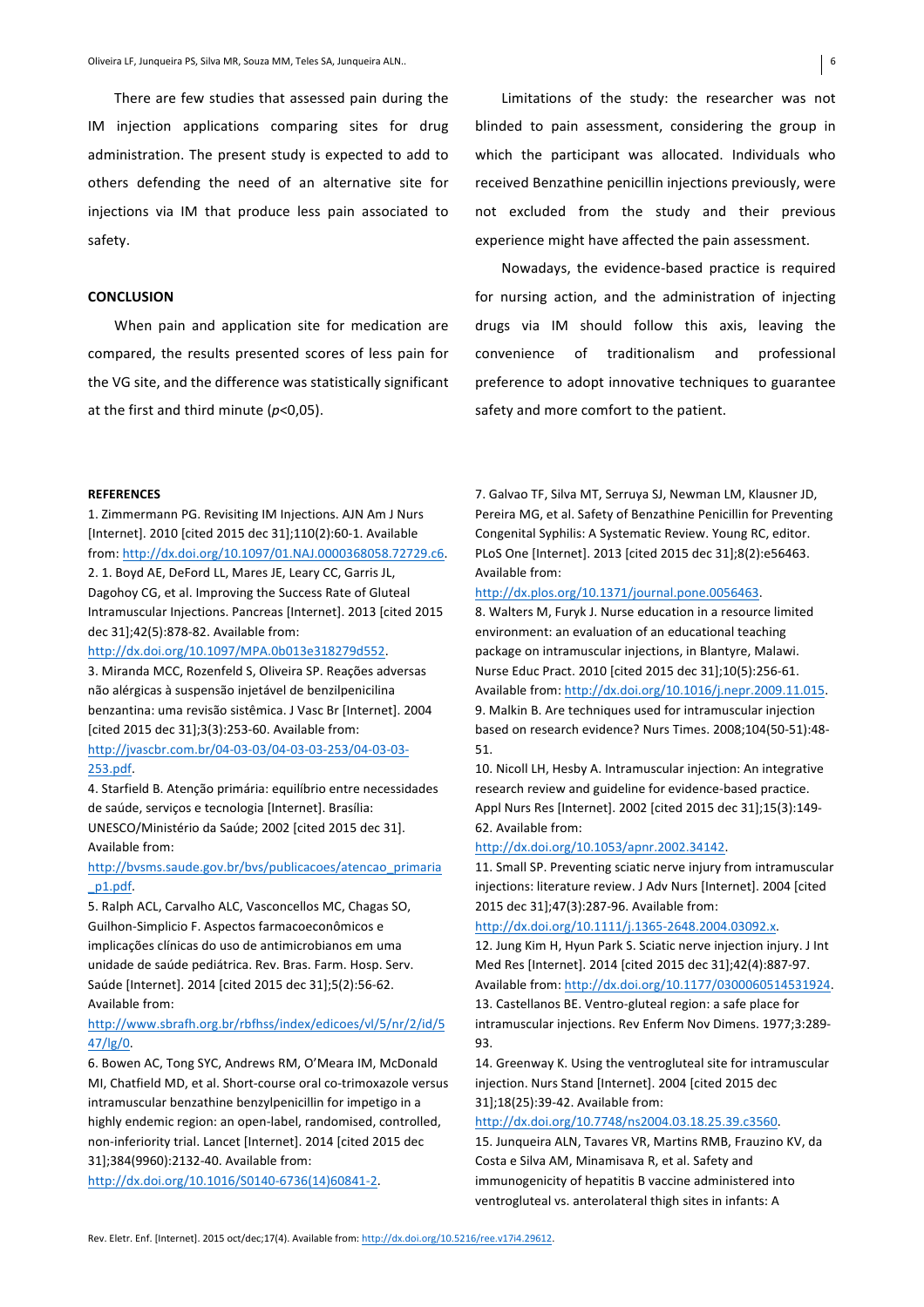There are few studies that assessed pain during the IM injection applications comparing sites for drug administration. The present study is expected to add to others defending the need of an alternative site for injections via IM that produce less pain associated to safety.

## CONCLUSION

When pain and application site for medication are compared, the results presented scores of less pain for the VG site, and the difference was statistically significant at the first and third minute ($p$<0,05).

Limitations of the study: the researcher was not blinded to pain assessment, considering the group in which the participant was allocated. Individuals who received Benzathine penicillin injections previously, were not excluded from the study and their previous experience might have affected the pain assessment.

Nowadays, the evidence-based practice is required for nursing action, and the administration of injecting drugs via IM should follow this axis, leaving the convenience of traditionalism and professional preference to adopt innovative techniques to guarantee safety and more comfort to the patient.

## REFERENCES

1. Zimmermann PG. Revisiting IM Injections. AJN Am J Nurs [Internet]. 2010 [cited 2015 dec 31];110(2):60-1. Available from: http://dx.doi.org/10.1097/01.NAJ.0000368058.72729.c6.
2. 1. Boyd AE, DeFord LL, Mares JE, Leary CC, Garris JL, Dagohoy CG, et al. Improving the Success Rate of Gluteal Intramuscular Injections. Pancreas [Internet]. 2013 [cited 2015 dec 31];42(5):878-82. Available from: http://dx.doi.org/10.1097/MPA.0b013e318279d552.
3. Miranda MCC, Rozenfeld S, Oliveira SP. Reações adversas não alérgicas à suspensão injetável de benzilpenicilina benzantina: uma revisão sistêmica. J Vasc Br [Internet]. 2004 [cited 2015 dec 31];3(3):253-60. Available from: http://jvascbr.com.br/04-03-03/04-03-03-253/04-03-03-253.pdf.
4. Starfield B. Atenção primária: equilíbrio entre necessidades de saúde, serviços e tecnologia [Internet]. Brasília: UNESCO/Ministério da Saúde; 2002 [cited 2015 dec 31]. Available from: http://bvsms.saude.gov.br/bvs/publicacoes/atencao_primaria_p1.pdf.
5. Ralph ACL, Carvalho ALC, Vasconcellos MC, Chagas SO, Guilhon-Simplicio F. Aspectos farmacoeconômicos e implicações clínicas do uso de antimicrobianos em uma unidade de saúde pediátrica. Rev. Bras. Farm. Hosp. Serv. Saúde [Internet]. 2014 [cited 2015 dec 31];5(2):56-62. Available from: http://www.sbrafh.org.br/rbfhss/index/edicoes/vl/5/nr/2/id/547/lg/0.
6. Bowen AC, Tong SYC, Andrews RM, O'Meara IM, McDonald MI, Chatfield MD, et al. Short-course oral co-trimoxazole versus intramuscular benzathine benzylpenicillin for impetigo in a highly endemic region: an open-label, randomised, controlled, non-inferiority trial. Lancet [Internet]. 2014 [cited 2015 dec 31];384(9960):2132-40. Available from: http://dx.doi.org/10.1016/S0140-6736(14)60841-2.
7. Galvao TF, Silva MT, Serruya SJ, Newman LM, Klausner JD, Pereira MG, et al. Safety of Benzathine Penicillin for Preventing Congenital Syphilis: A Systematic Review. Young RC, editor. PLoS One [Internet]. 2013 [cited 2015 dec 31];8(2):e56463. Available from: http://dx.plos.org/10.1371/journal.pone.0056463.
8. Walters M, Furyk J. Nurse education in a resource limited environment: an evaluation of an educational teaching package on intramuscular injections, in Blantyre, Malawi. Nurse Educ Pract. 2010 [cited 2015 dec 31];10(5):256-61. Available from: http://dx.doi.org/10.1016/j.nepr.2009.11.015.
9. Malkin B. Are techniques used for intramuscular injection based on research evidence? Nurs Times. 2008;104(50-51):48-51.
10. Nicoll LH, Hesby A. Intramuscular injection: An integrative research review and guideline for evidence-based practice. Appl Nurs Res [Internet]. 2002 [cited 2015 dec 31];15(3):149-62. Available from: http://dx.doi.org/10.1053/apnr.2002.34142.
11. Small SP. Preventing sciatic nerve injury from intramuscular injections: literature review. J Adv Nurs [Internet]. 2004 [cited 2015 dec 31];47(3):287-96. Available from: http://dx.doi.org/10.1111/j.1365-2648.2004.03092.x.
12. Jung Kim H, Hyun Park S. Sciatic nerve injection injury. J Int Med Res [Internet]. 2014 [cited 2015 dec 31];42(4):887-97. Available from: http://dx.doi.org/10.1177/0300060514531924.
13. Castellanos BE. Ventro-gluteal region: a safe place for intramuscular injections. Rev Enferm Nov Dimens. 1977;3:289-93.
14. Greenway K. Using the ventrogluteal site for intramuscular injection. Nurs Stand [Internet]. 2004 [cited 2015 dec 31];18(25):39-42. Available from: http://dx.doi.org/10.7748/ns2004.03.18.25.39.c3560.
15. Junqueira ALN, Tavares VR, Martins RMB, Frauzino KV, da Costa e Silva AM, Minamisava R, et al. Safety and immunogenicity of hepatitis B vaccine administered into ventrogluteal vs. anterolateral thigh sites in infants: A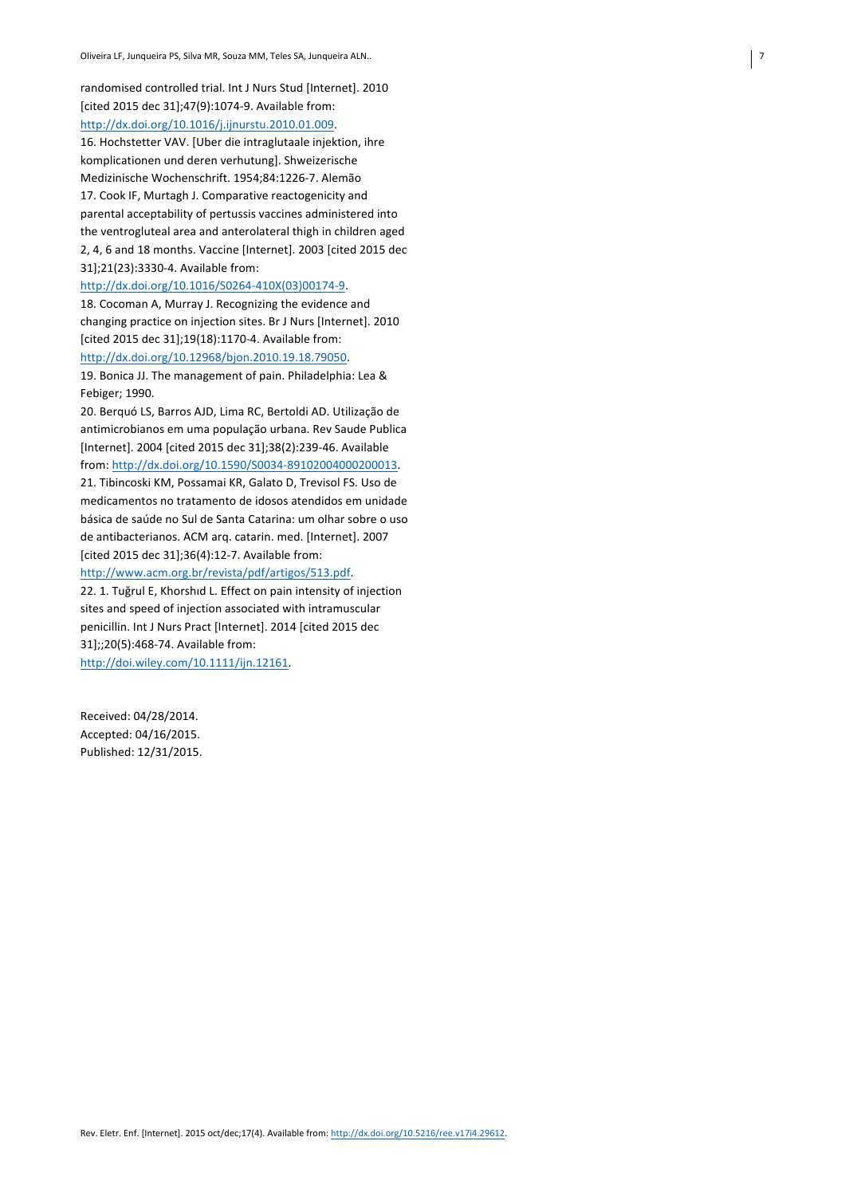randomised controlled trial. Int J Nurs Stud [Internet]. 2010 [cited 2015 dec 31];47(9):1074-9. Available from: http://dx.doi.org/10.1016/j.ijnurstu.2010.01.009.

16. Hochstetter VAV. [Uber die intraglutaale injektion, ihre komplicationen und deren verhutung]. Shweizerische Medizinische Wochenschrift. 1954;84:1226-7. Alemão

17. Cook IF, Murtagh J. Comparative reactogenicity and parental acceptability of pertussis vaccines administered into the ventrogluteal area and anterolateral thigh in children aged 2, 4, 6 and 18 months. Vaccine [Internet]. 2003 [cited 2015 dec 31];21(23):3330-4. Available from: http://dx.doi.org/10.1016/S0264-410X(03)00174-9.

18. Cocoman A, Murray J. Recognizing the evidence and changing practice on injection sites. Br J Nurs [Internet]. 2010 [cited 2015 dec 31];19(18):1170-4. Available from: http://dx.doi.org/10.12968/bjon.2010.19.18.79050.

19. Bonica JJ. The management of pain. Philadelphia: Lea & Febiger; 1990.

20. Berquó LS, Barros AJD, Lima RC, Bertoldi AD. Utilização de antimicrobianos em uma população urbana. Rev Saude Publica [Internet]. 2004 [cited 2015 dec 31];38(2):239-46. Available from: http://dx.doi.org/10.1590/S0034-89102004000200013.

21. Tibincoski KM, Possamai KR, Galato D, Trevisol FS. Uso de medicamentos no tratamento de idosos atendidos em unidade básica de saúde no Sul de Santa Catarina: um olhar sobre o uso de antibacterianos. ACM arq. catarin. med. [Internet]. 2007 [cited 2015 dec 31];36(4):12-7. Available from: http://www.acm.org.br/revista/pdf/artigos/513.pdf.

22. 1. Tuğrul E, Khorshıd L. Effect on pain intensity of injection sites and speed of injection associated with intramuscular penicillin. Int J Nurs Pract [Internet]. 2014 [cited 2015 dec 31];;20(5):468-74. Available from: http://doi.wiley.com/10.1111/ijn.12161.

Received: 04/28/2014.
Accepted: 04/16/2015.
Published: 12/31/2015.